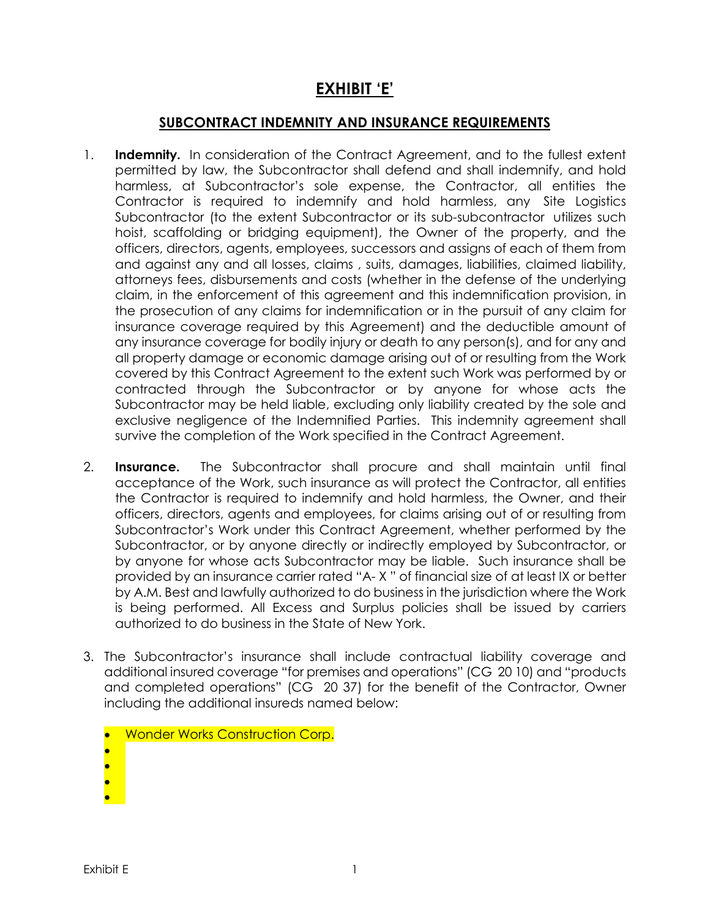# EXHIBIT 'E'

## SUBCONTRACT INDEMNITY AND INSURANCE REQUIREMENTS

1. **Indemnity.** In consideration of the Contract Agreement, and to the fullest extent permitted by law, the Subcontractor shall defend and shall indemnify, and hold harmless, at Subcontractor's sole expense, the Contractor, all entities the Contractor is required to indemnify and hold harmless, any Site Logistics Subcontractor (to the extent Subcontractor or its sub-subcontractor utilizes such hoist, scaffolding or bridging equipment), the Owner of the property, and the officers, directors, agents, employees, successors and assigns of each of them from and against any and all losses, claims , suits, damages, liabilities, claimed liability, attorneys fees, disbursements and costs (whether in the defense of the underlying claim, in the enforcement of this agreement and this indemnification provision, in the prosecution of any claims for indemnification or in the pursuit of any claim for insurance coverage required by this Agreement) and the deductible amount of any insurance coverage for bodily injury or death to any person(s), and for any and all property damage or economic damage arising out of or resulting from the Work covered by this Contract Agreement to the extent such Work was performed by or contracted through the Subcontractor or by anyone for whose acts the Subcontractor may be held liable, excluding only liability created by the sole and exclusive negligence of the Indemnified Parties. This indemnity agreement shall survive the completion of the Work specified in the Contract Agreement.

2. **Insurance.** The Subcontractor shall procure and shall maintain until final acceptance of the Work, such insurance as will protect the Contractor, all entities the Contractor is required to indemnify and hold harmless, the Owner, and their officers, directors, agents and employees, for claims arising out of or resulting from Subcontractor's Work under this Contract Agreement, whether performed by the Subcontractor, or by anyone directly or indirectly employed by Subcontractor, or by anyone for whose acts Subcontractor may be liable. Such insurance shall be provided by an insurance carrier rated "A- X " of financial size of at least IX or better by A.M. Best and lawfully authorized to do business in the jurisdiction where the Work is being performed. All Excess and Surplus policies shall be issued by carriers authorized to do business in the State of New York.

3. The Subcontractor's insurance shall include contractual liability coverage and additional insured coverage "for premises and operations" (CG 20 10) and "products and completed operations" (CG 20 37) for the benefit of the Contractor, Owner including the additional insureds named below:

   - Wonder Works Construction Corp.
   -
   -
   -
   -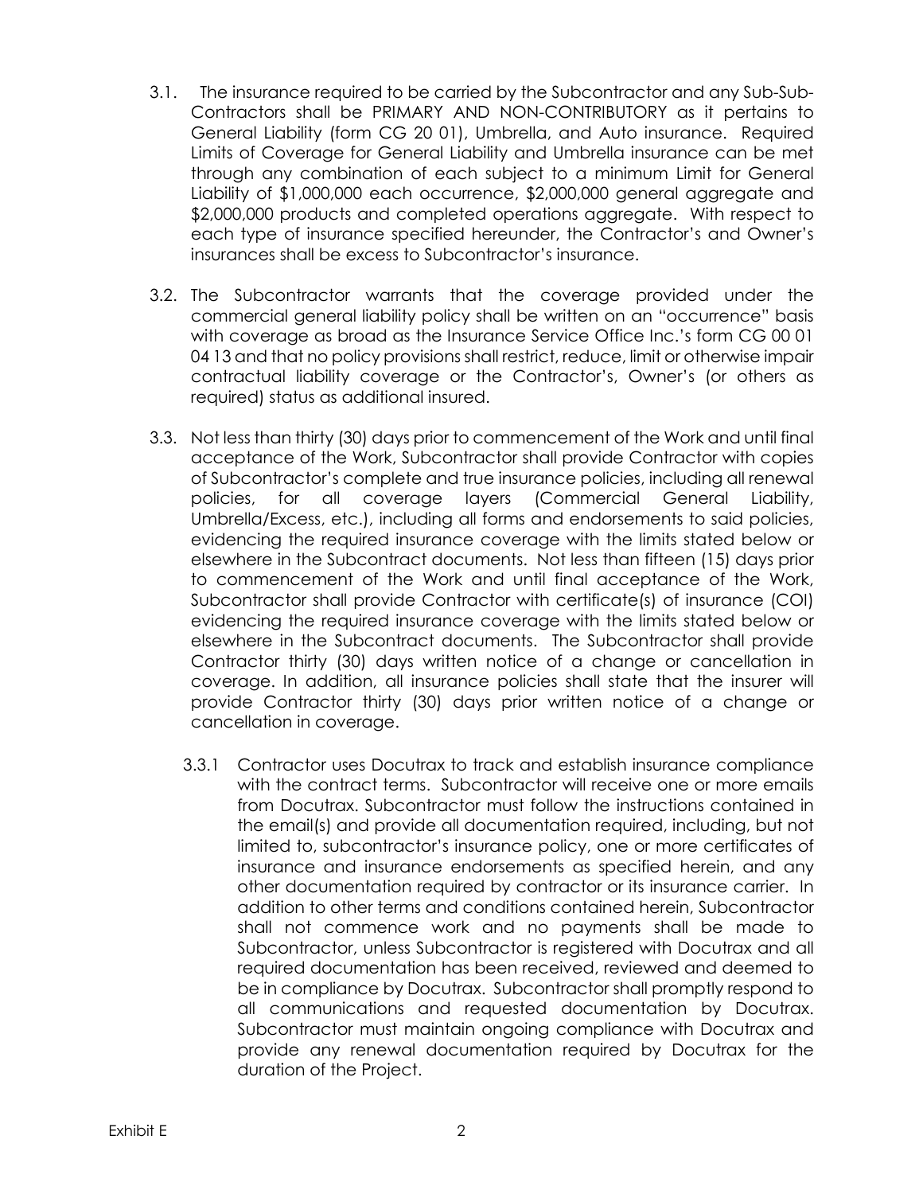3.1. The insurance required to be carried by the Subcontractor and any Sub-Sub-Contractors shall be PRIMARY AND NON-CONTRIBUTORY as it pertains to General Liability (form CG 20 01), Umbrella, and Auto insurance. Required Limits of Coverage for General Liability and Umbrella insurance can be met through any combination of each subject to a minimum Limit for General Liability of $1,000,000 each occurrence, $2,000,000 general aggregate and $2,000,000 products and completed operations aggregate. With respect to each type of insurance specified hereunder, the Contractor's and Owner's insurances shall be excess to Subcontractor's insurance.

3.2. The Subcontractor warrants that the coverage provided under the commercial general liability policy shall be written on an "occurrence" basis with coverage as broad as the Insurance Service Office Inc.'s form CG 00 01 04 13 and that no policy provisions shall restrict, reduce, limit or otherwise impair contractual liability coverage or the Contractor's, Owner's (or others as required) status as additional insured.

3.3. Not less than thirty (30) days prior to commencement of the Work and until final acceptance of the Work, Subcontractor shall provide Contractor with copies of Subcontractor's complete and true insurance policies, including all renewal policies, for all coverage layers (Commercial General Liability, Umbrella/Excess, etc.), including all forms and endorsements to said policies, evidencing the required insurance coverage with the limits stated below or elsewhere in the Subcontract documents. Not less than fifteen (15) days prior to commencement of the Work and until final acceptance of the Work, Subcontractor shall provide Contractor with certificate(s) of insurance (COI) evidencing the required insurance coverage with the limits stated below or elsewhere in the Subcontract documents. The Subcontractor shall provide Contractor thirty (30) days written notice of a change or cancellation in coverage. In addition, all insurance policies shall state that the insurer will provide Contractor thirty (30) days prior written notice of a change or cancellation in coverage.

3.3.1 Contractor uses Docutrax to track and establish insurance compliance with the contract terms. Subcontractor will receive one or more emails from Docutrax. Subcontractor must follow the instructions contained in the email(s) and provide all documentation required, including, but not limited to, subcontractor's insurance policy, one or more certificates of insurance and insurance endorsements as specified herein, and any other documentation required by contractor or its insurance carrier. In addition to other terms and conditions contained herein, Subcontractor shall not commence work and no payments shall be made to Subcontractor, unless Subcontractor is registered with Docutrax and all required documentation has been received, reviewed and deemed to be in compliance by Docutrax. Subcontractor shall promptly respond to all communications and requested documentation by Docutrax. Subcontractor must maintain ongoing compliance with Docutrax and provide any renewal documentation required by Docutrax for the duration of the Project.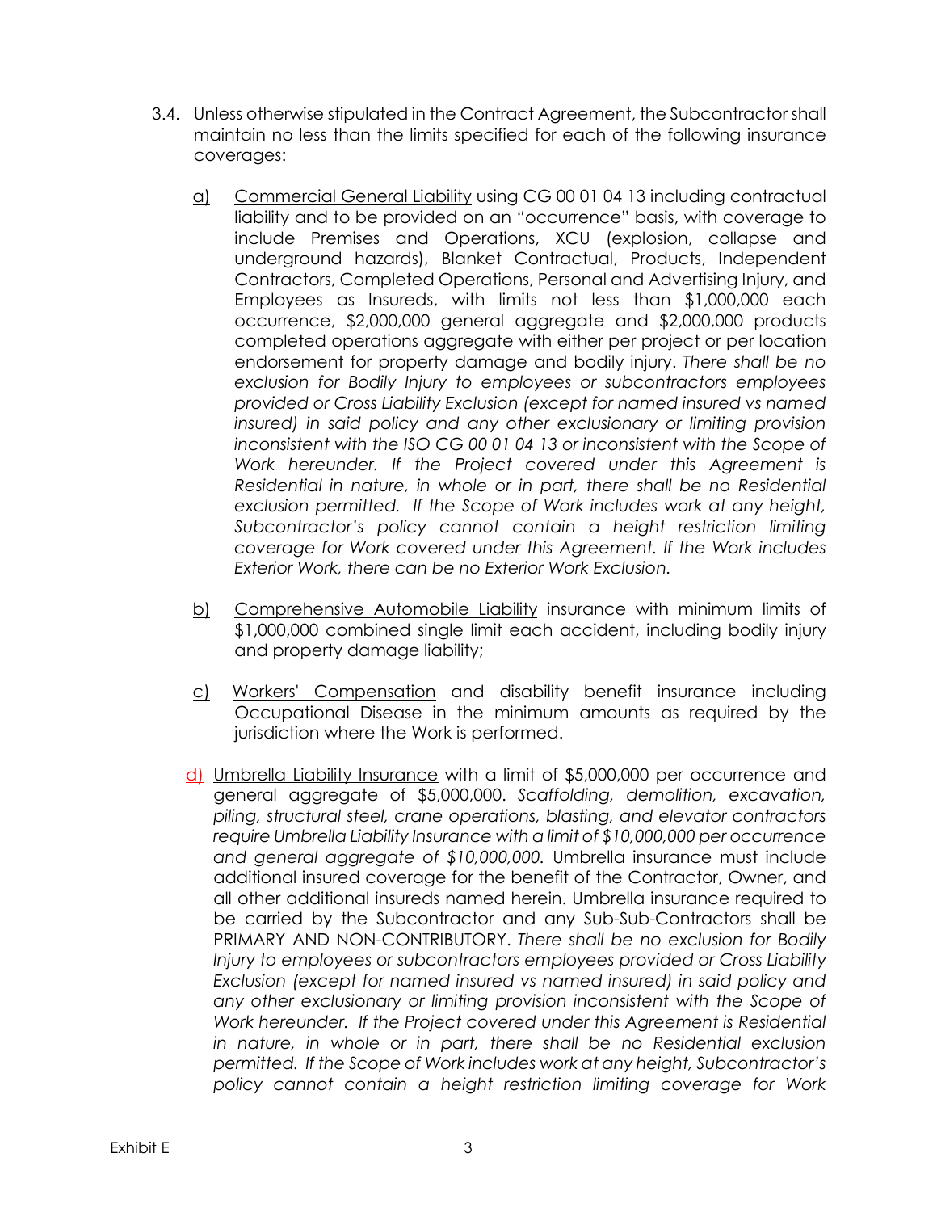3.4. Unless otherwise stipulated in the Contract Agreement, the Subcontractor shall maintain no less than the limits specified for each of the following insurance coverages:

a) <u>Commercial General Liability</u> using CG 00 01 04 13 including contractual liability and to be provided on an "occurrence" basis, with coverage to include Premises and Operations, XCU (explosion, collapse and underground hazards), Blanket Contractual, Products, Independent Contractors, Completed Operations, Personal and Advertising Injury, and Employees as Insureds, with limits not less than $1,000,000 each occurrence, $2,000,000 general aggregate and $2,000,000 products completed operations aggregate with either per project or per location endorsement for property damage and bodily injury. *There shall be no exclusion for Bodily Injury to employees or subcontractors employees provided or Cross Liability Exclusion (except for named insured vs named insured) in said policy and any other exclusionary or limiting provision inconsistent with the ISO CG 00 01 04 13 or inconsistent with the Scope of Work hereunder. If the Project covered under this Agreement is Residential in nature, in whole or in part, there shall be no Residential exclusion permitted. If the Scope of Work includes work at any height, Subcontractor's policy cannot contain a height restriction limiting coverage for Work covered under this Agreement. If the Work includes Exterior Work, there can be no Exterior Work Exclusion.*

b) <u>Comprehensive Automobile Liability</u> insurance with minimum limits of $1,000,000 combined single limit each accident, including bodily injury and property damage liability;

c) <u>Workers' Compensation</u> and disability benefit insurance including Occupational Disease in the minimum amounts as required by the jurisdiction where the Work is performed.

d) <u>Umbrella Liability Insurance</u> with a limit of $5,000,000 per occurrence and general aggregate of $5,000,000. *Scaffolding, demolition, excavation, piling, structural steel, crane operations, blasting, and elevator contractors require Umbrella Liability Insurance with a limit of $10,000,000 per occurrence and general aggregate of $10,000,000.* Umbrella insurance must include additional insured coverage for the benefit of the Contractor, Owner, and all other additional insureds named herein. Umbrella insurance required to be carried by the Subcontractor and any Sub-Sub-Contractors shall be PRIMARY AND NON-CONTRIBUTORY. *There shall be no exclusion for Bodily Injury to employees or subcontractors employees provided or Cross Liability Exclusion (except for named insured vs named insured) in said policy and any other exclusionary or limiting provision inconsistent with the Scope of Work hereunder. If the Project covered under this Agreement is Residential in nature, in whole or in part, there shall be no Residential exclusion permitted. If the Scope of Work includes work at any height, Subcontractor's policy cannot contain a height restriction limiting coverage for Work*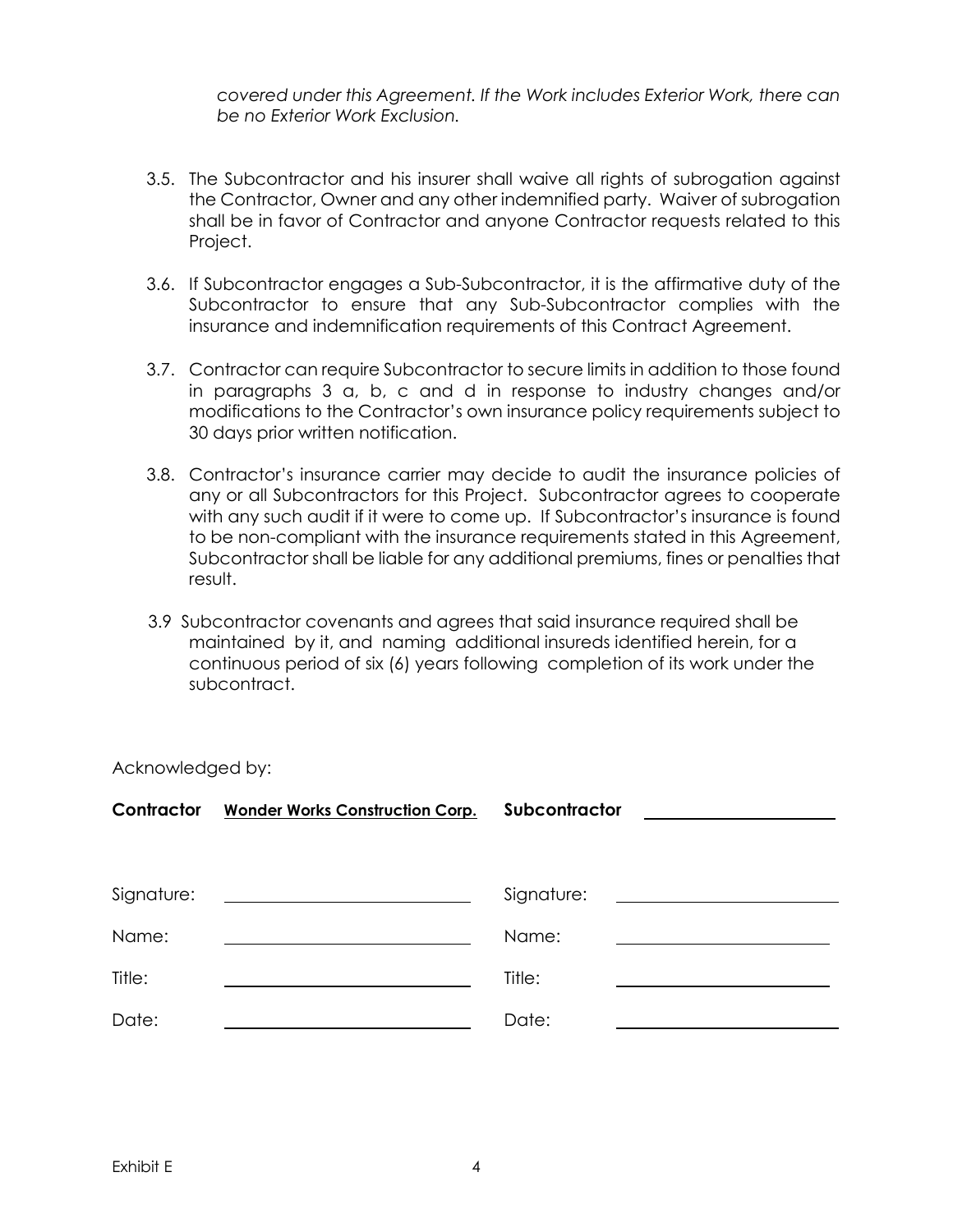*covered under this Agreement. If the Work includes Exterior Work, there can be no Exterior Work Exclusion.*

3.5. The Subcontractor and his insurer shall waive all rights of subrogation against the Contractor, Owner and any other indemnified party. Waiver of subrogation shall be in favor of Contractor and anyone Contractor requests related to this Project.

3.6. If Subcontractor engages a Sub-Subcontractor, it is the affirmative duty of the Subcontractor to ensure that any Sub-Subcontractor complies with the insurance and indemnification requirements of this Contract Agreement.

3.7. Contractor can require Subcontractor to secure limits in addition to those found in paragraphs 3 a, b, c and d in response to industry changes and/or modifications to the Contractor's own insurance policy requirements subject to 30 days prior written notification.

3.8. Contractor's insurance carrier may decide to audit the insurance policies of any or all Subcontractors for this Project. Subcontractor agrees to cooperate with any such audit if it were to come up. If Subcontractor's insurance is found to be non-compliant with the insurance requirements stated in this Agreement, Subcontractor shall be liable for any additional premiums, fines or penalties that result.

3.9 Subcontractor covenants and agrees that said insurance required shall be maintained by it, and naming additional insureds identified herein, for a continuous period of six (6) years following completion of its work under the subcontract.

Acknowledged by:

| | | | |
|---|---|---|---|
| **Contractor** | **Wonder Works Construction Corp.** | **Subcontractor** | ______________________ |
| Signature: | ______________________ | Signature: | ______________________ |
| Name: | ______________________ | Name: | ______________________ |
| Title: | ______________________ | Title: | ______________________ |
| Date: | ______________________ | Date: | ______________________ |

Exhibit E